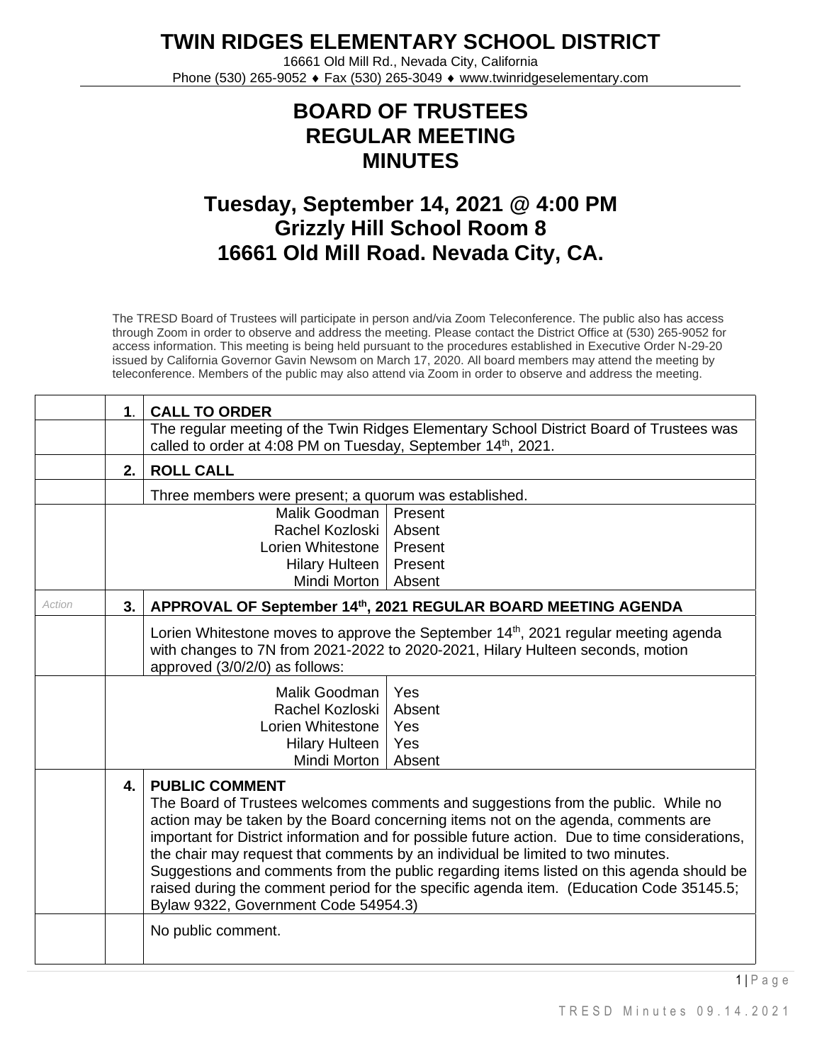# TWIN RIDGES ELEMENTARY SCHOOL DISTRICT

16661 Old Mill Rd., Nevada City, California
Phone (530) 265-9052 ♦ Fax (530) 265-3049 ♦ www.twinridgeselementary.com

## BOARD OF TRUSTEES
## REGULAR MEETING
## MINUTES

## Tuesday, September 14, 2021 @ 4:00 PM
## Grizzly Hill School Room 8
## 16661 Old Mill Road. Nevada City, CA.

The TRESD Board of Trustees will participate in person and/via Zoom Teleconference. The public also has access through Zoom in order to observe and address the meeting. Please contact the District Office at (530) 265-9052 for access information. This meeting is being held pursuant to the procedures established in Executive Order N-29-20 issued by California Governor Gavin Newsom on March 17, 2020. All board members may attend the meeting by teleconference. Members of the public may also attend via Zoom in order to observe and address the meeting.

| | | |
|---|---|---|
| | **1.** | **CALL TO ORDER** |
| | | The regular meeting of the Twin Ridges Elementary School District Board of Trustees was called to order at 4:08 PM on Tuesday, September 14th, 2021. |
| | **2.** | **ROLL CALL** |
| | | Three members were present; a quorum was established. |
| | | Malik Goodman: Present<br>Rachel Kozloski: Absent<br>Lorien Whitestone: Present<br>Hilary Hulteen: Present<br>Mindi Morton: Absent |
| *Action* | **3.** | **APPROVAL OF September 14th, 2021 REGULAR BOARD MEETING AGENDA** |
| | | Lorien Whitestone moves to approve the September 14th, 2021 regular meeting agenda with changes to 7N from 2021-2022 to 2020-2021, Hilary Hulteen seconds, motion approved (3/0/2/0) as follows: |
| | | Malik Goodman: Yes<br>Rachel Kozloski: Absent<br>Lorien Whitestone: Yes<br>Hilary Hulteen: Yes<br>Mindi Morton: Absent |
| | **4.** | **PUBLIC COMMENT**<br>The Board of Trustees welcomes comments and suggestions from the public. While no action may be taken by the Board concerning items not on the agenda, comments are important for District information and for possible future action. Due to time considerations, the chair may request that comments by an individual be limited to two minutes. Suggestions and comments from the public regarding items listed on this agenda should be raised during the comment period for the specific agenda item. (Education Code 35145.5; Bylaw 9322, Government Code 54954.3) |
| | | No public comment. |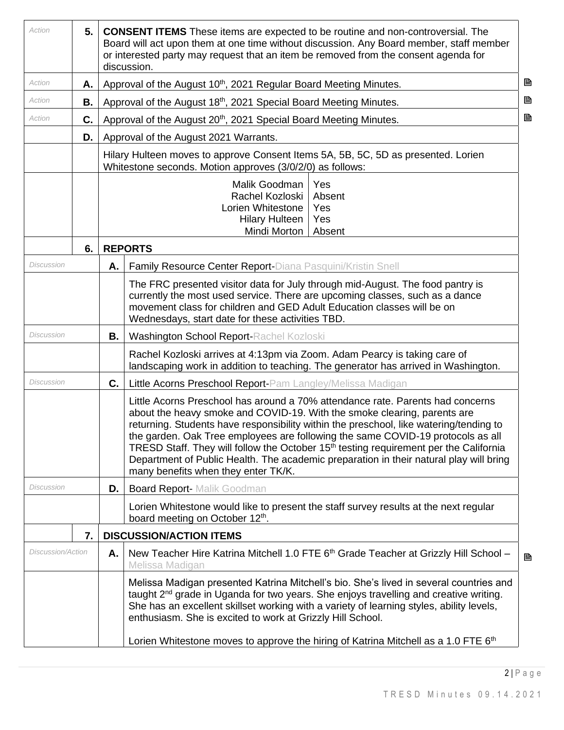| | | | |
|---|---|---|---|
| *Action* | **5.** | **CONSENT ITEMS** These items are expected to be routine and non-controversial. The Board will act upon them at one time without discussion. Any Board member, staff member or interested party may request that an item be removed from the consent agenda for discussion. | |
| *Action* | **A.** | Approval of the August 10th, 2021 Regular Board Meeting Minutes. | |
| *Action* | **B.** | Approval of the August 18th, 2021 Special Board Meeting Minutes. | |
| *Action* | **C.** | Approval of the August 20th, 2021 Special Board Meeting Minutes. | |
| | **D.** | Approval of the August 2021 Warrants. | |
| | | Hilary Hulteen moves to approve Consent Items 5A, 5B, 5C, 5D as presented. Lorien Whitestone seconds. Motion approves (3/0/2/0) as follows: | |
| | | Malik Goodman: Yes<br>Rachel Kozloski: Absent<br>Lorien Whitestone: Yes<br>Hilary Hulteen: Yes<br>Mindi Morton: Absent | |
| | **6.** | **REPORTS** | |
| *Discussion* | | **A.** | Family Resource Center Report-Diana Pasquini/Kristin Snell |
| | | | The FRC presented visitor data for July through mid-August. The food pantry is currently the most used service. There are upcoming classes, such as a dance movement class for children and GED Adult Education classes will be on Wednesdays, start date for these activities TBD. |
| *Discussion* | | **B.** | Washington School Report-Rachel Kozloski |
| | | | Rachel Kozloski arrives at 4:13pm via Zoom. Adam Pearcy is taking care of landscaping work in addition to teaching. The generator has arrived in Washington. |
| *Discussion* | | **C.** | Little Acorns Preschool Report-Pam Langley/Melissa Madigan |
| | | | Little Acorns Preschool has around a 70% attendance rate. Parents had concerns about the heavy smoke and COVID-19. With the smoke clearing, parents are returning. Students have responsibility within the preschool, like watering/tending to the garden. Oak Tree employees are following the same COVID-19 protocols as all TRESD Staff. They will follow the October 15th testing requirement per the California Department of Public Health. The academic preparation in their natural play will bring many benefits when they enter TK/K. |
| *Discussion* | | **D.** | Board Report- Malik Goodman |
| | | | Lorien Whitestone would like to present the staff survey results at the next regular board meeting on October 12th. |
| | **7.** | **DISCUSSION/ACTION ITEMS** | |
| *Discussion/Action* | | **A.** | New Teacher Hire Katrina Mitchell 1.0 FTE 6th Grade Teacher at Grizzly Hill School – Melissa Madigan |
| | | | Melissa Madigan presented Katrina Mitchell's bio. She's lived in several countries and taught 2nd grade in Uganda for two years. She enjoys travelling and creative writing. She has an excellent skillset working with a variety of learning styles, ability levels, enthusiasm. She is excited to work at Grizzly Hill School.<br><br>Lorien Whitestone moves to approve the hiring of Katrina Mitchell as a 1.0 FTE 6th |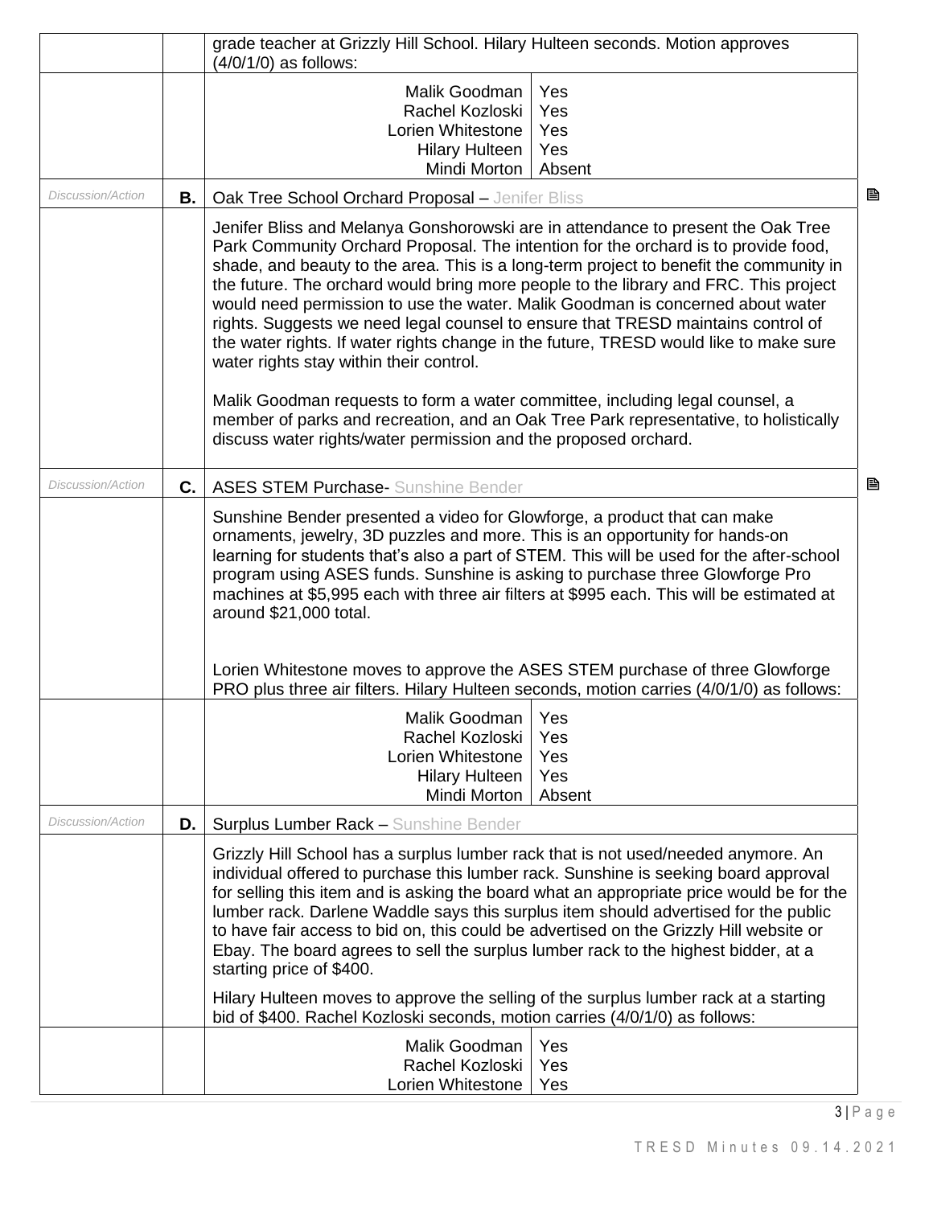grade teacher at Grizzly Hill School. Hilary Hulteen seconds. Motion approves (4/0/1/0) as follows:

| | |
|---|---|
| Malik Goodman | Yes |
| Rachel Kozloski | Yes |
| Lorien Whitestone | Yes |
| Hilary Hulteen | Yes |
| Mindi Morton | Absent |

*Discussion/Action*

**B.** Oak Tree School Orchard Proposal – Jenifer Bliss

Jenifer Bliss and Melanya Gonshorowski are in attendance to present the Oak Tree Park Community Orchard Proposal. The intention for the orchard is to provide food, shade, and beauty to the area. This is a long-term project to benefit the community in the future. The orchard would bring more people to the library and FRC. This project would need permission to use the water. Malik Goodman is concerned about water rights. Suggests we need legal counsel to ensure that TRESD maintains control of the water rights. If water rights change in the future, TRESD would like to make sure water rights stay within their control.

Malik Goodman requests to form a water committee, including legal counsel, a member of parks and recreation, and an Oak Tree Park representative, to holistically discuss water rights/water permission and the proposed orchard.

*Discussion/Action*

**C.** ASES STEM Purchase- Sunshine Bender

Sunshine Bender presented a video for Glowforge, a product that can make ornaments, jewelry, 3D puzzles and more. This is an opportunity for hands-on learning for students that's also a part of STEM. This will be used for the after-school program using ASES funds. Sunshine is asking to purchase three Glowforge Pro machines at $5,995 each with three air filters at $995 each. This will be estimated at around $21,000 total.

Lorien Whitestone moves to approve the ASES STEM purchase of three Glowforge PRO plus three air filters. Hilary Hulteen seconds, motion carries (4/0/1/0) as follows:

| | |
|---|---|
| Malik Goodman | Yes |
| Rachel Kozloski | Yes |
| Lorien Whitestone | Yes |
| Hilary Hulteen | Yes |
| Mindi Morton | Absent |

*Discussion/Action*

**D.** Surplus Lumber Rack – Sunshine Bender

Grizzly Hill School has a surplus lumber rack that is not used/needed anymore. An individual offered to purchase this lumber rack. Sunshine is seeking board approval for selling this item and is asking the board what an appropriate price would be for the lumber rack. Darlene Waddle says this surplus item should advertised for the public to have fair access to bid on, this could be advertised on the Grizzly Hill website or Ebay. The board agrees to sell the surplus lumber rack to the highest bidder, at a starting price of $400.

Hilary Hulteen moves to approve the selling of the surplus lumber rack at a starting bid of $400. Rachel Kozloski seconds, motion carries (4/0/1/0) as follows:

| | |
|---|---|
| Malik Goodman | Yes |
| Rachel Kozloski | Yes |
| Lorien Whitestone | Yes |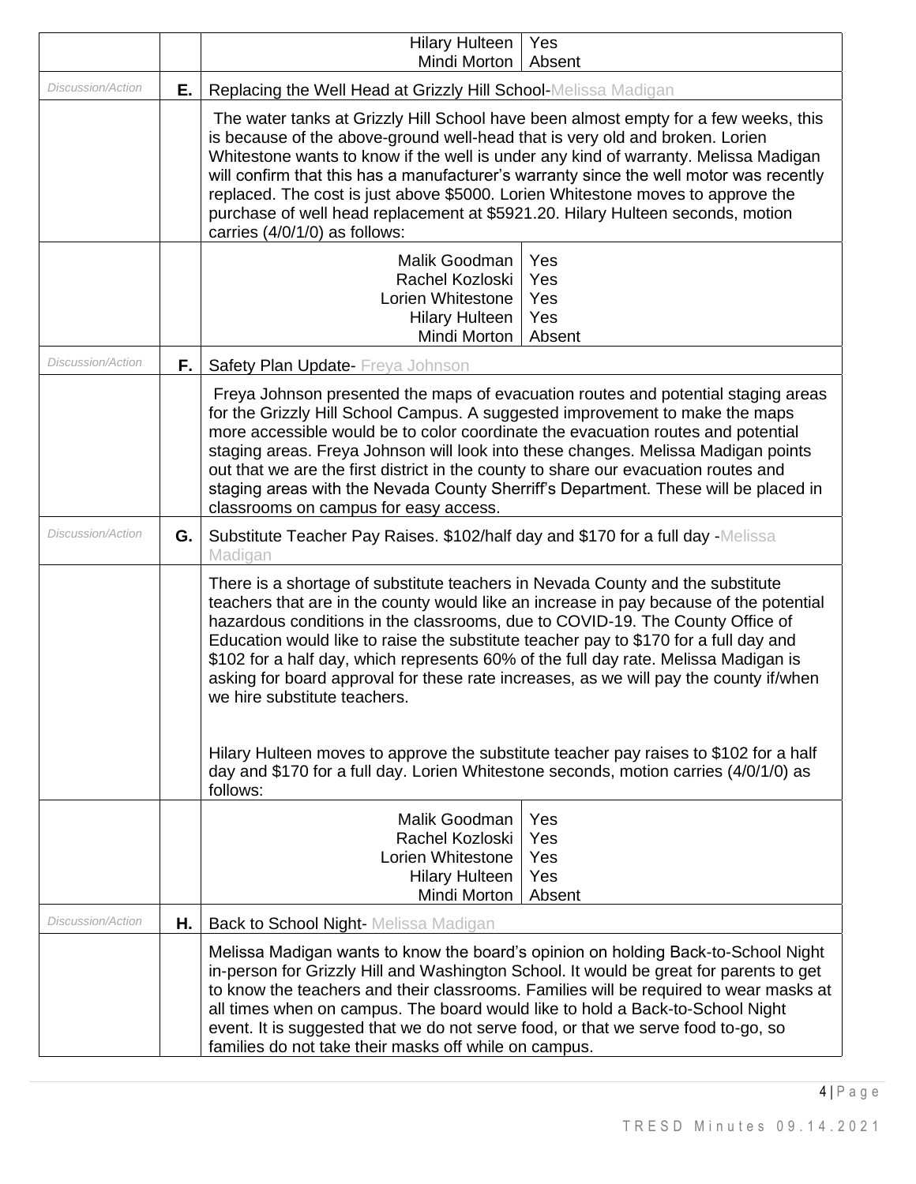| | | | |
|---|---|---|---|
| | | Hilary Hulteen | Yes |
| | | Mindi Morton | Absent |
| *Discussion/Action* | **E.** | Replacing the Well Head at Grizzly Hill School-Melissa Madigan | |
| | | The water tanks at Grizzly Hill School have been almost empty for a few weeks, this is because of the above-ground well-head that is very old and broken. Lorien Whitestone wants to know if the well is under any kind of warranty. Melissa Madigan will confirm that this has a manufacturer's warranty since the well motor was recently replaced. The cost is just above $5000. Lorien Whitestone moves to approve the purchase of well head replacement at $5921.20. Hilary Hulteen seconds, motion carries (4/0/1/0) as follows: | |
| | | Malik Goodman | Yes |
| | | Rachel Kozloski | Yes |
| | | Lorien Whitestone | Yes |
| | | Hilary Hulteen | Yes |
| | | Mindi Morton | Absent |
| *Discussion/Action* | **F.** | Safety Plan Update- Freya Johnson | |
| | | Freya Johnson presented the maps of evacuation routes and potential staging areas for the Grizzly Hill School Campus. A suggested improvement to make the maps more accessible would be to color coordinate the evacuation routes and potential staging areas. Freya Johnson will look into these changes. Melissa Madigan points out that we are the first district in the county to share our evacuation routes and staging areas with the Nevada County Sherriff's Department. These will be placed in classrooms on campus for easy access. | |
| *Discussion/Action* | **G.** | Substitute Teacher Pay Raises. $102/half day and $170 for a full day -Melissa Madigan | |
| | | There is a shortage of substitute teachers in Nevada County and the substitute teachers that are in the county would like an increase in pay because of the potential hazardous conditions in the classrooms, due to COVID-19. The County Office of Education would like to raise the substitute teacher pay to $170 for a full day and $102 for a half day, which represents 60% of the full day rate. Melissa Madigan is asking for board approval for these rate increases, as we will pay the county if/when we hire substitute teachers.<br><br>Hilary Hulteen moves to approve the substitute teacher pay raises to $102 for a half day and $170 for a full day. Lorien Whitestone seconds, motion carries (4/0/1/0) as follows: | |
| | | Malik Goodman | Yes |
| | | Rachel Kozloski | Yes |
| | | Lorien Whitestone | Yes |
| | | Hilary Hulteen | Yes |
| | | Mindi Morton | Absent |
| *Discussion/Action* | **H.** | Back to School Night- Melissa Madigan | |
| | | Melissa Madigan wants to know the board's opinion on holding Back-to-School Night in-person for Grizzly Hill and Washington School. It would be great for parents to get to know the teachers and their classrooms. Families will be required to wear masks at all times when on campus. The board would like to hold a Back-to-School Night event. It is suggested that we do not serve food, or that we serve food to-go, so families do not take their masks off while on campus. | |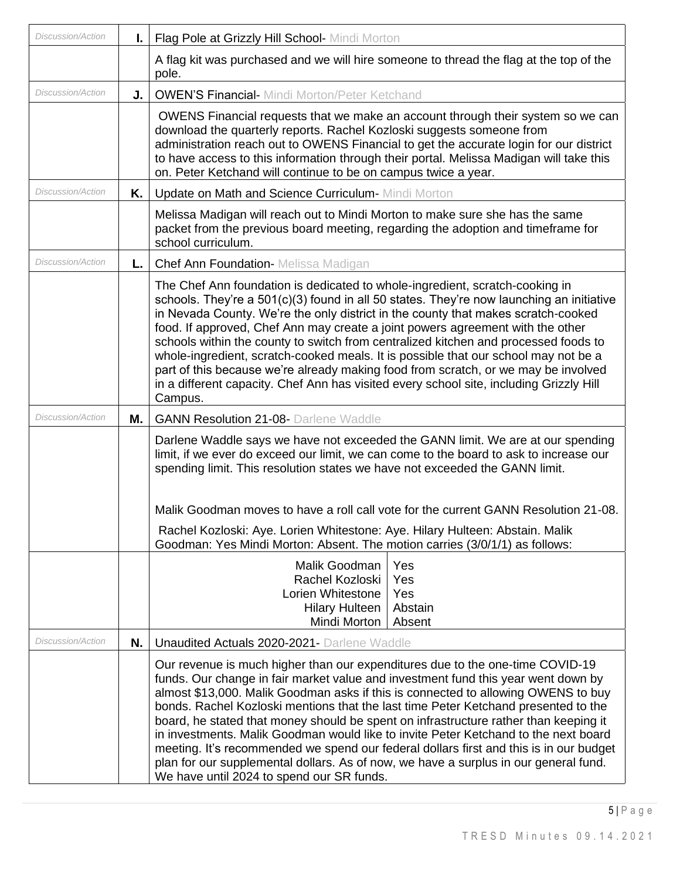| | | |
|---|---|---|
| *Discussion/Action* | **I.** | Flag Pole at Grizzly Hill School- Mindi Morton |
| | | A flag kit was purchased and we will hire someone to thread the flag at the top of the pole. |
| *Discussion/Action* | **J.** | OWEN'S Financial- Mindi Morton/Peter Ketchand |
| | | OWENS Financial requests that we make an account through their system so we can download the quarterly reports. Rachel Kozloski suggests someone from administration reach out to OWENS Financial to get the accurate login for our district to have access to this information through their portal. Melissa Madigan will take this on. Peter Ketchand will continue to be on campus twice a year. |
| *Discussion/Action* | **K.** | Update on Math and Science Curriculum- Mindi Morton |
| | | Melissa Madigan will reach out to Mindi Morton to make sure she has the same packet from the previous board meeting, regarding the adoption and timeframe for school curriculum. |
| *Discussion/Action* | **L.** | Chef Ann Foundation- Melissa Madigan |
| | | The Chef Ann foundation is dedicated to whole-ingredient, scratch-cooking in schools. They're a 501(c)(3) found in all 50 states. They're now launching an initiative in Nevada County. We're the only district in the county that makes scratch-cooked food. If approved, Chef Ann may create a joint powers agreement with the other schools within the county to switch from centralized kitchen and processed foods to whole-ingredient, scratch-cooked meals. It is possible that our school may not be a part of this because we're already making food from scratch, or we may be involved in a different capacity. Chef Ann has visited every school site, including Grizzly Hill Campus. |
| *Discussion/Action* | **M.** | GANN Resolution 21-08- Darlene Waddle |
| | | Darlene Waddle says we have not exceeded the GANN limit. We are at our spending limit, if we ever do exceed our limit, we can come to the board to ask to increase our spending limit. This resolution states we have not exceeded the GANN limit.<br><br>Malik Goodman moves to have a roll call vote for the current GANN Resolution 21-08.<br><br>Rachel Kozloski: Aye. Lorien Whitestone: Aye. Hilary Hulteen: Abstain. Malik Goodman: Yes Mindi Morton: Absent. The motion carries (3/0/1/1) as follows: |
| | | Malik Goodman – Yes<br>Rachel Kozloski – Yes<br>Lorien Whitestone – Yes<br>Hilary Hulteen – Abstain<br>Mindi Morton – Absent |
| *Discussion/Action* | **N.** | Unaudited Actuals 2020-2021- Darlene Waddle |
| | | Our revenue is much higher than our expenditures due to the one-time COVID-19 funds. Our change in fair market value and investment fund this year went down by almost $13,000. Malik Goodman asks if this is connected to allowing OWENS to buy bonds. Rachel Kozloski mentions that the last time Peter Ketchand presented to the board, he stated that money should be spent on infrastructure rather than keeping it in investments. Malik Goodman would like to invite Peter Ketchand to the next board meeting. It's recommended we spend our federal dollars first and this is in our budget plan for our supplemental dollars. As of now, we have a surplus in our general fund. We have until 2024 to spend our SR funds. |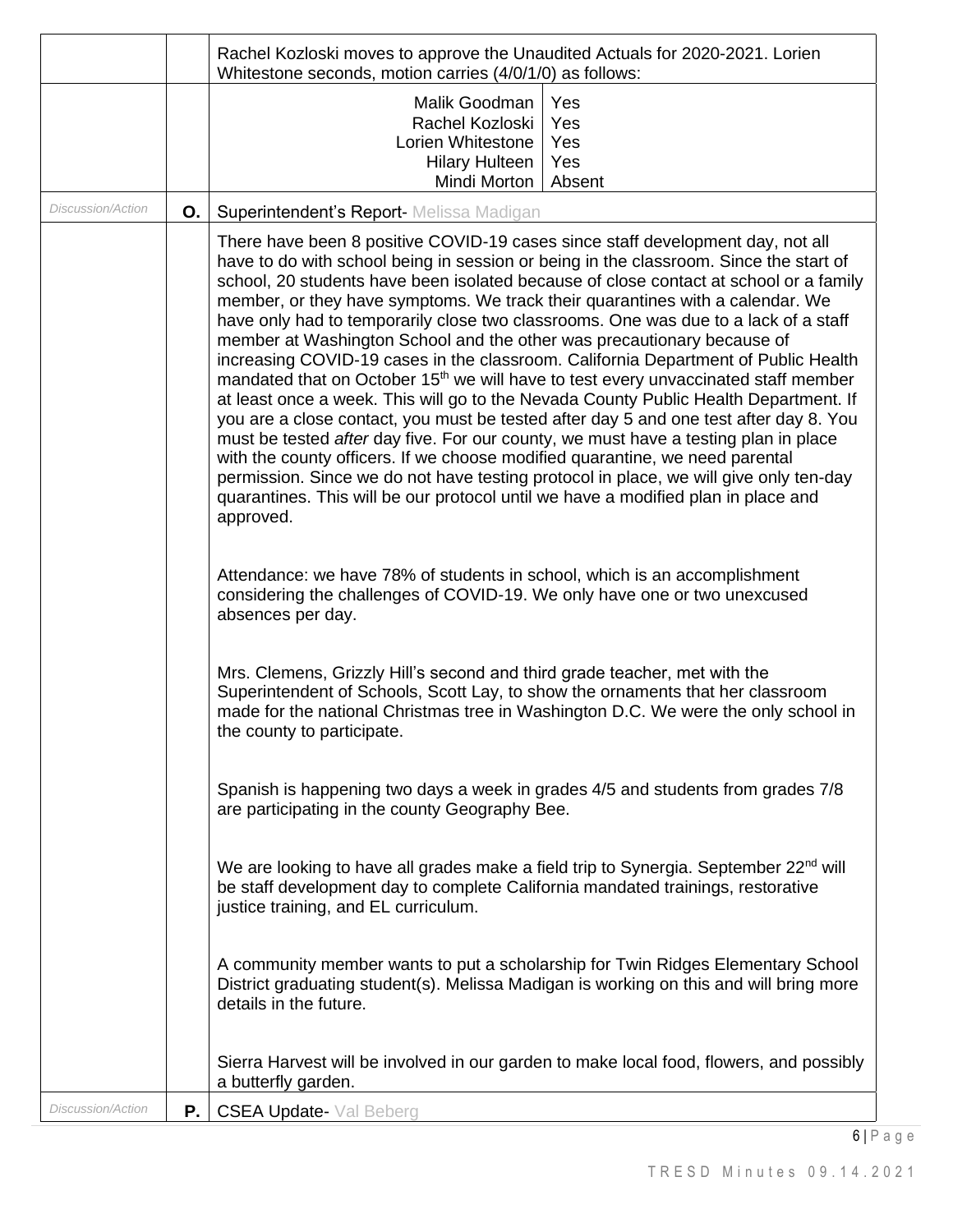| | | |
|---|---|---|
| | | Rachel Kozloski moves to approve the Unaudited Actuals for 2020-2021. Lorien Whitestone seconds, motion carries (4/0/1/0) as follows: |

| Member | Vote |
|---|---|
| Malik Goodman | Yes |
| Rachel Kozloski | Yes |
| Lorien Whitestone | Yes |
| Hilary Hulteen | Yes |
| Mindi Morton | Absent |

*Discussion/Action* **O.** Superintendent's Report- Melissa Madigan

There have been 8 positive COVID-19 cases since staff development day, not all have to do with school being in session or being in the classroom. Since the start of school, 20 students have been isolated because of close contact at school or a family member, or they have symptoms. We track their quarantines with a calendar. We have only had to temporarily close two classrooms. One was due to a lack of a staff member at Washington School and the other was precautionary because of increasing COVID-19 cases in the classroom. California Department of Public Health mandated that on October 15th we will have to test every unvaccinated staff member at least once a week. This will go to the Nevada County Public Health Department. If you are a close contact, you must be tested after day 5 and one test after day 8. You must be tested *after* day five. For our county, we must have a testing plan in place with the county officers. If we choose modified quarantine, we need parental permission. Since we do not have testing protocol in place, we will give only ten-day quarantines. This will be our protocol until we have a modified plan in place and approved.

Attendance: we have 78% of students in school, which is an accomplishment considering the challenges of COVID-19. We only have one or two unexcused absences per day.

Mrs. Clemens, Grizzly Hill's second and third grade teacher, met with the Superintendent of Schools, Scott Lay, to show the ornaments that her classroom made for the national Christmas tree in Washington D.C. We were the only school in the county to participate.

Spanish is happening two days a week in grades 4/5 and students from grades 7/8 are participating in the county Geography Bee.

We are looking to have all grades make a field trip to Synergia. September 22nd will be staff development day to complete California mandated trainings, restorative justice training, and EL curriculum.

A community member wants to put a scholarship for Twin Ridges Elementary School District graduating student(s). Melissa Madigan is working on this and will bring more details in the future.

Sierra Harvest will be involved in our garden to make local food, flowers, and possibly a butterfly garden.

*Discussion/Action* **P.** CSEA Update- Val Beberg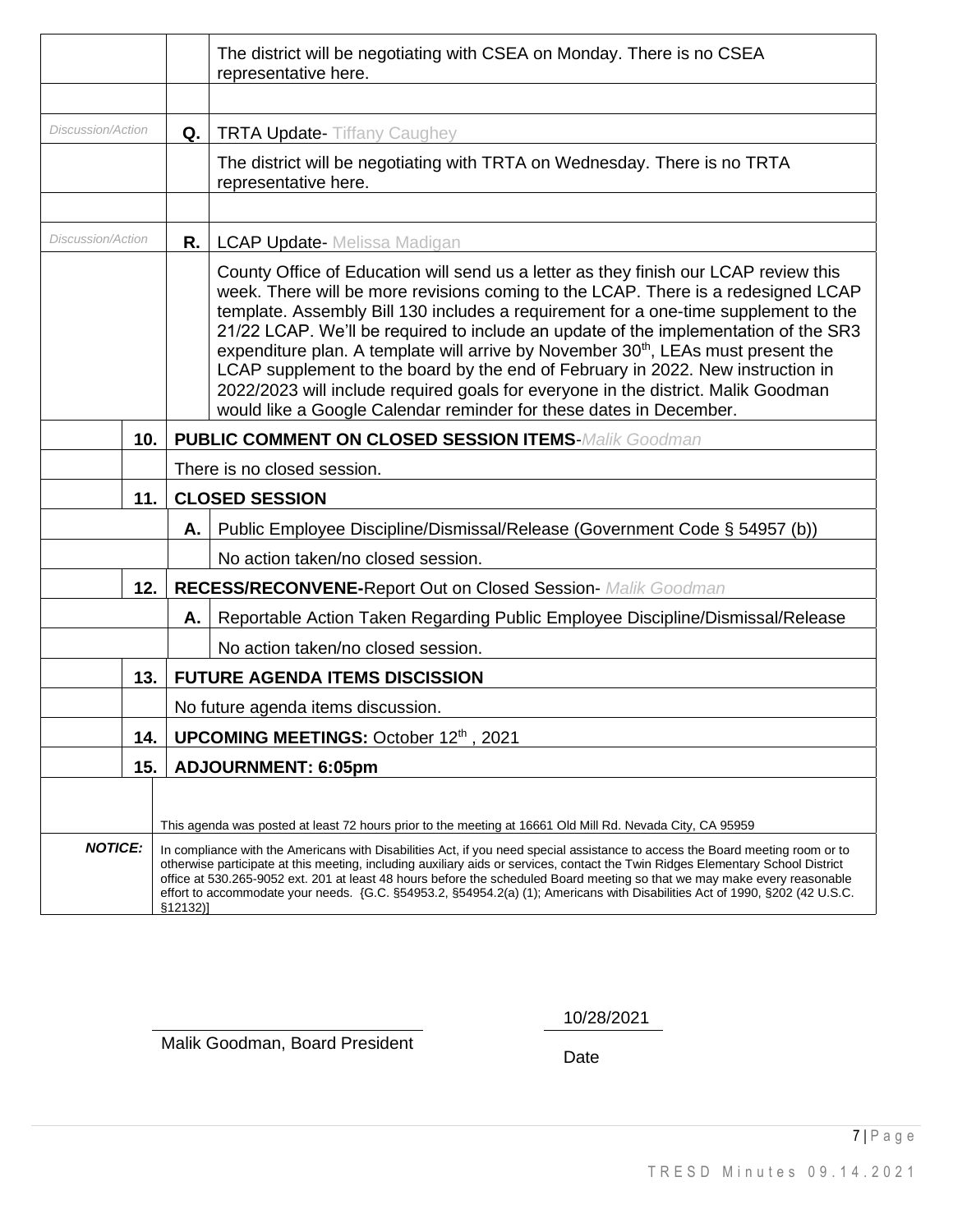| | | | |
|---|---|---|---|
| | | | The district will be negotiating with CSEA on Monday. There is no CSEA representative here. |
| | | | |
| *Discussion/Action* | | **Q.** | TRTA Update- Tiffany Caughey |
| | | | The district will be negotiating with TRTA on Wednesday. There is no TRTA representative here. |
| | | | |
| *Discussion/Action* | | **R.** | LCAP Update- Melissa Madigan |
| | | | County Office of Education will send us a letter as they finish our LCAP review this week. There will be more revisions coming to the LCAP. There is a redesigned LCAP template. Assembly Bill 130 includes a requirement for a one-time supplement to the 21/22 LCAP. We'll be required to include an update of the implementation of the SR3 expenditure plan. A template will arrive by November 30th, LEAs must present the LCAP supplement to the board by the end of February in 2022. New instruction in 2022/2023 will include required goals for everyone in the district. Malik Goodman would like a Google Calendar reminder for these dates in December. |
| | **10.** | **PUBLIC COMMENT ON CLOSED SESSION ITEMS**-*Malik Goodman* | |
| | | There is no closed session. | |
| | **11.** | **CLOSED SESSION** | |
| | | **A.** | Public Employee Discipline/Dismissal/Release (Government Code § 54957 (b)) |
| | | | No action taken/no closed session. |
| | **12.** | **RECESS/RECONVENE-**Report Out on Closed Session- *Malik Goodman* | |
| | | **A.** | Reportable Action Taken Regarding Public Employee Discipline/Dismissal/Release |
| | | | No action taken/no closed session. |
| | **13.** | **FUTURE AGENDA ITEMS DISCISSION** | |
| | | No future agenda items discussion. | |
| | **14.** | **UPCOMING MEETINGS:** October 12th , 2021 | |
| | **15.** | **ADJOURNMENT: 6:05pm** | |

This agenda was posted at least 72 hours prior to the meeting at 16661 Old Mill Rd. Nevada City, CA 95959

***NOTICE:*** In compliance with the Americans with Disabilities Act, if you need special assistance to access the Board meeting room or to otherwise participate at this meeting, including auxiliary aids or services, contact the Twin Ridges Elementary School District office at 530.265-9052 ext. 201 at least 48 hours before the scheduled Board meeting so that we may make every reasonable effort to accommodate your needs. {G.C. §54953.2, §54954.2(a) (1); Americans with Disabilities Act of 1990, §202 (42 U.S.C. §12132)]

Malik Goodman, Board President

10/28/2021

Date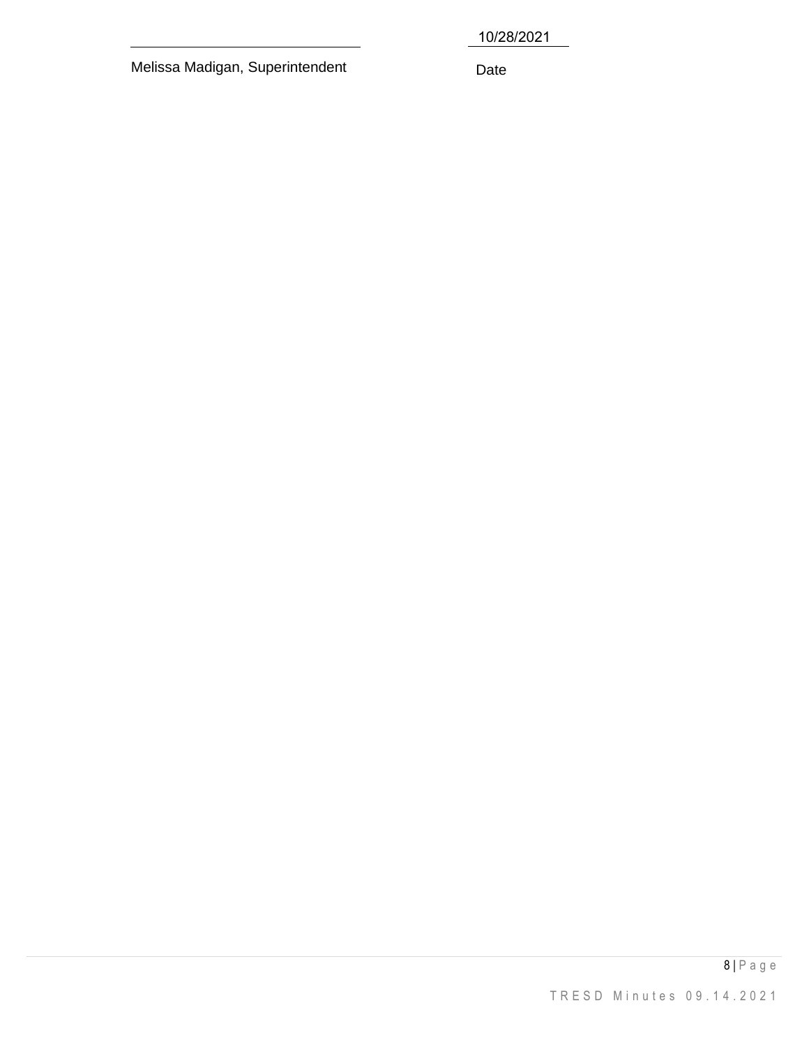\_\_\_\_\_\_\_\_\_\_\_\_\_\_\_\_\_\_\_\_\_\_\_\_\_\_\_\_\_\_\_\_ 10/28/2021

Melissa Madigan, Superintendent Date